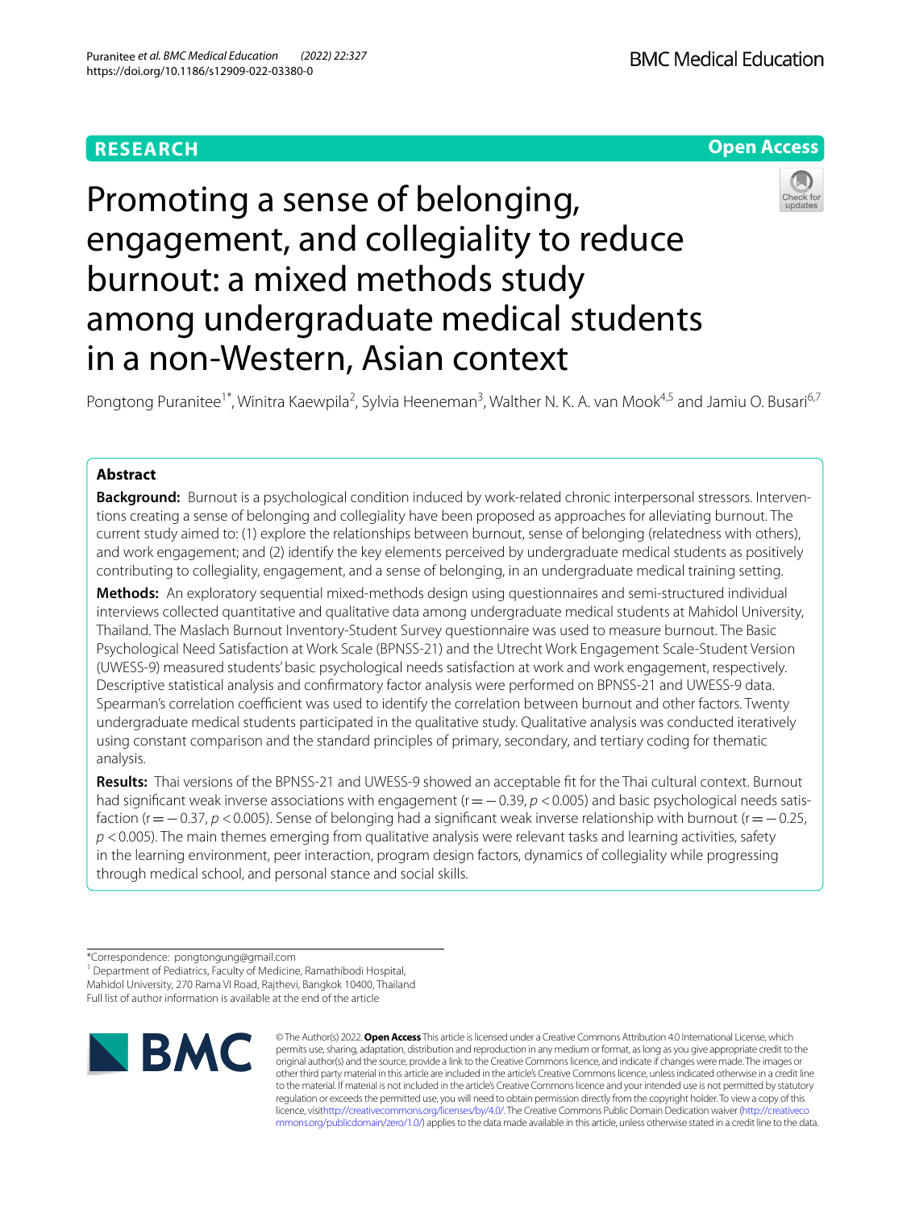RESEARCH

Open Access

# Promoting a sense of belonging, engagement, and collegiality to reduce burnout: a mixed methods study among undergraduate medical students in a non-Western, Asian context

Pongtong Puranitee[1*], Winitra Kaewpila[2], Sylvia Heeneman[3], Walther N. K. A. van Mook[4,5] and Jamiu O. Busari[6,7]

## Abstract

**Background:** Burnout is a psychological condition induced by work-related chronic interpersonal stressors. Interventions creating a sense of belonging and collegiality have been proposed as approaches for alleviating burnout. The current study aimed to: (1) explore the relationships between burnout, sense of belonging (relatedness with others), and work engagement; and (2) identify the key elements perceived by undergraduate medical students as positively contributing to collegiality, engagement, and a sense of belonging, in an undergraduate medical training setting.

**Methods:** An exploratory sequential mixed-methods design using questionnaires and semi-structured individual interviews collected quantitative and qualitative data among undergraduate medical students at Mahidol University, Thailand. The Maslach Burnout Inventory-Student Survey questionnaire was used to measure burnout. The Basic Psychological Need Satisfaction at Work Scale (BPNSS-21) and the Utrecht Work Engagement Scale-Student Version (UWESS-9) measured students' basic psychological needs satisfaction at work and work engagement, respectively. Descriptive statistical analysis and confirmatory factor analysis were performed on BPNSS-21 and UWESS-9 data. Spearman's correlation coefficient was used to identify the correlation between burnout and other factors. Twenty undergraduate medical students participated in the qualitative study. Qualitative analysis was conducted iteratively using constant comparison and the standard principles of primary, secondary, and tertiary coding for thematic analysis.

**Results:** Thai versions of the BPNSS-21 and UWESS-9 showed an acceptable fit for the Thai cultural context. Burnout had significant weak inverse associations with engagement ($r = -0.39$, $p < 0.005$) and basic psychological needs satisfaction ($r = -0.37$, $p < 0.005$). Sense of belonging had a significant weak inverse relationship with burnout ($r = -0.25$, $p < 0.005$). The main themes emerging from qualitative analysis were relevant tasks and learning activities, safety in the learning environment, peer interaction, program design factors, dynamics of collegiality while progressing through medical school, and personal stance and social skills.

*Correspondence: pongtongung@gmail.com
[1] Department of Pediatrics, Faculty of Medicine, Ramathibodi Hospital, Mahidol University, 270 Rama VI Road, Rajthevi, Bangkok 10400, Thailand
Full list of author information is available at the end of the article

© The Author(s) 2022. **Open Access** This article is licensed under a Creative Commons Attribution 4.0 International License, which permits use, sharing, adaptation, distribution and reproduction in any medium or format, as long as you give appropriate credit to the original author(s) and the source, provide a link to the Creative Commons licence, and indicate if changes were made. The images or other third party material in this article are included in the article's Creative Commons licence, unless indicated otherwise in a credit line to the material. If material is not included in the article's Creative Commons licence and your intended use is not permitted by statutory regulation or exceeds the permitted use, you will need to obtain permission directly from the copyright holder. To view a copy of this licence, visit http://creativecommons.org/licenses/by/4.0/. The Creative Commons Public Domain Dedication waiver (http://creativecommons.org/publicdomain/zero/1.0/) applies to the data made available in this article, unless otherwise stated in a credit line to the data.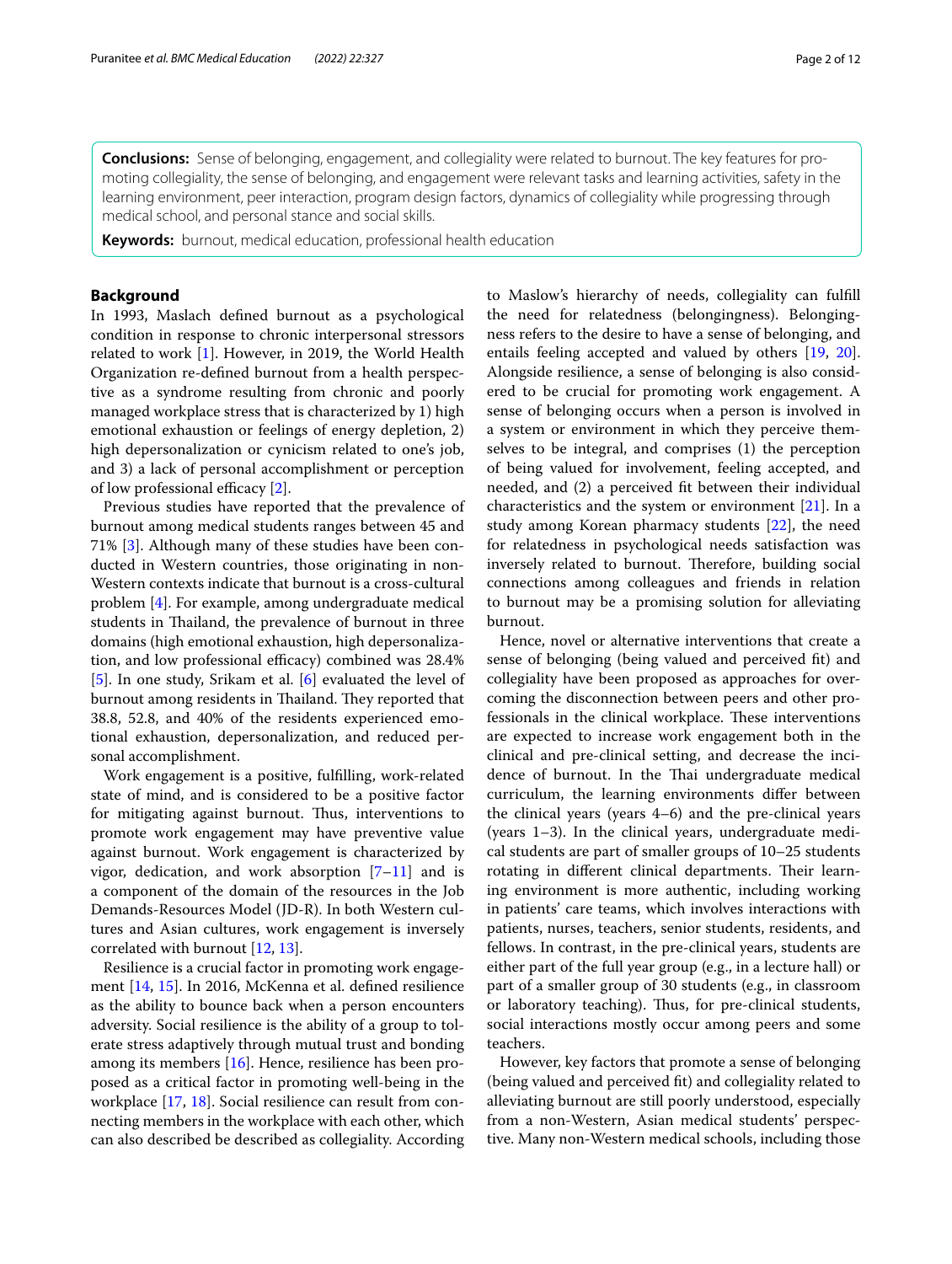**Conclusions:** Sense of belonging, engagement, and collegiality were related to burnout. The key features for promoting collegiality, the sense of belonging, and engagement were relevant tasks and learning activities, safety in the learning environment, peer interaction, program design factors, dynamics of collegiality while progressing through medical school, and personal stance and social skills.

**Keywords:** burnout, medical education, professional health education

## Background

In 1993, Maslach defined burnout as a psychological condition in response to chronic interpersonal stressors related to work [1]. However, in 2019, the World Health Organization re-defined burnout from a health perspective as a syndrome resulting from chronic and poorly managed workplace stress that is characterized by 1) high emotional exhaustion or feelings of energy depletion, 2) high depersonalization or cynicism related to one's job, and 3) a lack of personal accomplishment or perception of low professional efficacy [2].

Previous studies have reported that the prevalence of burnout among medical students ranges between 45 and 71% [3]. Although many of these studies have been conducted in Western countries, those originating in non-Western contexts indicate that burnout is a cross-cultural problem [4]. For example, among undergraduate medical students in Thailand, the prevalence of burnout in three domains (high emotional exhaustion, high depersonalization, and low professional efficacy) combined was 28.4% [5]. In one study, Srikam et al. [6] evaluated the level of burnout among residents in Thailand. They reported that 38.8, 52.8, and 40% of the residents experienced emotional exhaustion, depersonalization, and reduced personal accomplishment.

Work engagement is a positive, fulfilling, work-related state of mind, and is considered to be a positive factor for mitigating against burnout. Thus, interventions to promote work engagement may have preventive value against burnout. Work engagement is characterized by vigor, dedication, and work absorption [7–11] and is a component of the domain of the resources in the Job Demands-Resources Model (JD-R). In both Western cultures and Asian cultures, work engagement is inversely correlated with burnout [12, 13].

Resilience is a crucial factor in promoting work engagement [14, 15]. In 2016, McKenna et al. defined resilience as the ability to bounce back when a person encounters adversity. Social resilience is the ability of a group to tolerate stress adaptively through mutual trust and bonding among its members [16]. Hence, resilience has been proposed as a critical factor in promoting well-being in the workplace [17, 18]. Social resilience can result from connecting members in the workplace with each other, which can also described be described as collegiality. According to Maslow's hierarchy of needs, collegiality can fulfill the need for relatedness (belongingness). Belongingness refers to the desire to have a sense of belonging, and entails feeling accepted and valued by others [19, 20]. Alongside resilience, a sense of belonging is also considered to be crucial for promoting work engagement. A sense of belonging occurs when a person is involved in a system or environment in which they perceive themselves to be integral, and comprises (1) the perception of being valued for involvement, feeling accepted, and needed, and (2) a perceived fit between their individual characteristics and the system or environment [21]. In a study among Korean pharmacy students [22], the need for relatedness in psychological needs satisfaction was inversely related to burnout. Therefore, building social connections among colleagues and friends in relation to burnout may be a promising solution for alleviating burnout.

Hence, novel or alternative interventions that create a sense of belonging (being valued and perceived fit) and collegiality have been proposed as approaches for overcoming the disconnection between peers and other professionals in the clinical workplace. These interventions are expected to increase work engagement both in the clinical and pre-clinical setting, and decrease the incidence of burnout. In the Thai undergraduate medical curriculum, the learning environments differ between the clinical years (years 4–6) and the pre-clinical years (years 1–3). In the clinical years, undergraduate medical students are part of smaller groups of 10–25 students rotating in different clinical departments. Their learning environment is more authentic, including working in patients' care teams, which involves interactions with patients, nurses, teachers, senior students, residents, and fellows. In contrast, in the pre-clinical years, students are either part of the full year group (e.g., in a lecture hall) or part of a smaller group of 30 students (e.g., in classroom or laboratory teaching). Thus, for pre-clinical students, social interactions mostly occur among peers and some teachers.

However, key factors that promote a sense of belonging (being valued and perceived fit) and collegiality related to alleviating burnout are still poorly understood, especially from a non-Western, Asian medical students' perspective. Many non-Western medical schools, including those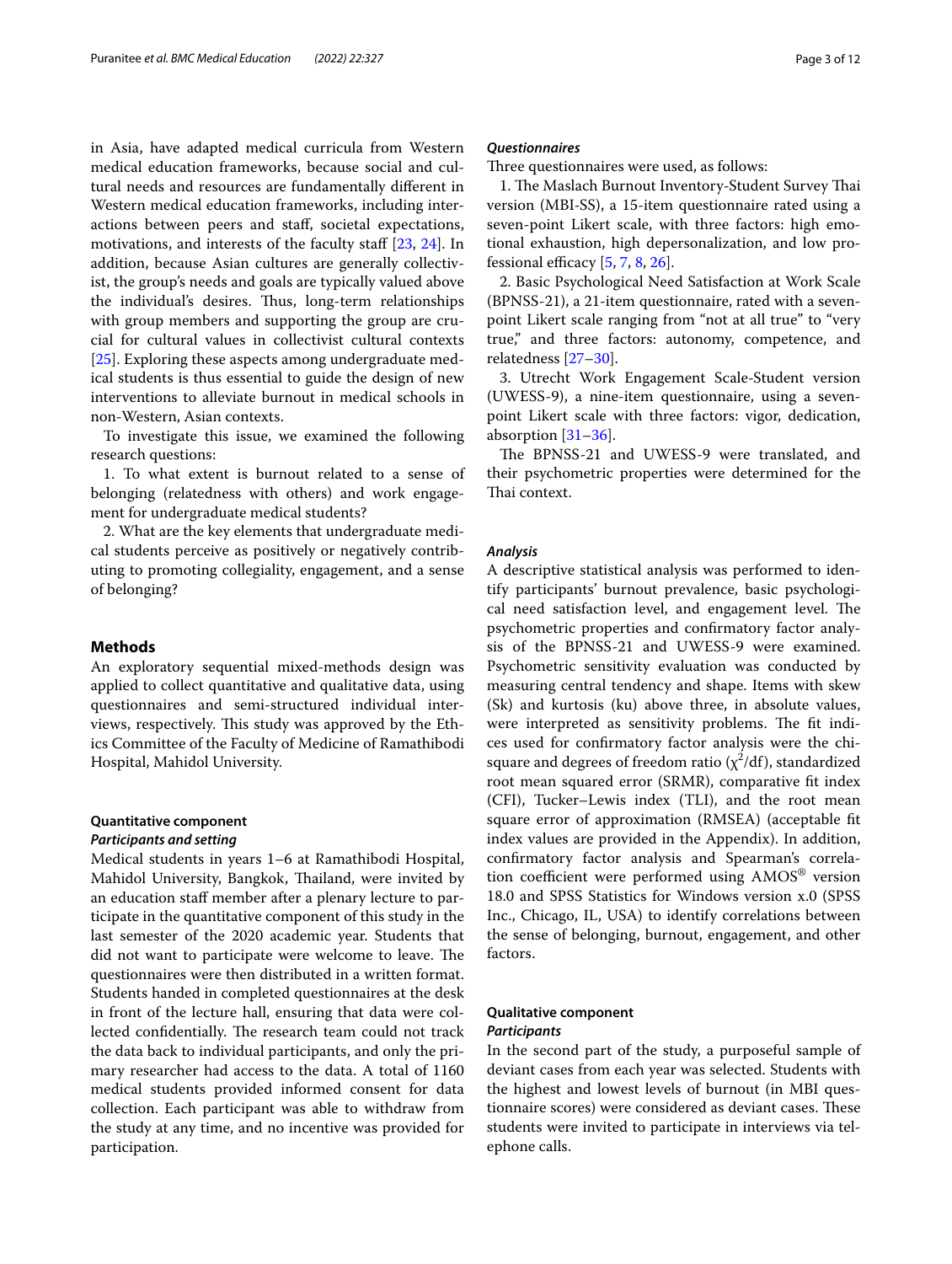in Asia, have adapted medical curricula from Western medical education frameworks, because social and cultural needs and resources are fundamentally different in Western medical education frameworks, including interactions between peers and staff, societal expectations, motivations, and interests of the faculty staff [23, 24]. In addition, because Asian cultures are generally collectivist, the group's needs and goals are typically valued above the individual's desires. Thus, long-term relationships with group members and supporting the group are crucial for cultural values in collectivist cultural contexts [25]. Exploring these aspects among undergraduate medical students is thus essential to guide the design of new interventions to alleviate burnout in medical schools in non-Western, Asian contexts.

To investigate this issue, we examined the following research questions:

1. To what extent is burnout related to a sense of belonging (relatedness with others) and work engagement for undergraduate medical students?
2. What are the key elements that undergraduate medical students perceive as positively or negatively contributing to promoting collegiality, engagement, and a sense of belonging?

## Methods

An exploratory sequential mixed-methods design was applied to collect quantitative and qualitative data, using questionnaires and semi-structured individual interviews, respectively. This study was approved by the Ethics Committee of the Faculty of Medicine of Ramathibodi Hospital, Mahidol University.

### Quantitative component

#### *Participants and setting*

Medical students in years 1–6 at Ramathibodi Hospital, Mahidol University, Bangkok, Thailand, were invited by an education staff member after a plenary lecture to participate in the quantitative component of this study in the last semester of the 2020 academic year. Students that did not want to participate were welcome to leave. The questionnaires were then distributed in a written format. Students handed in completed questionnaires at the desk in front of the lecture hall, ensuring that data were collected confidentially. The research team could not track the data back to individual participants, and only the primary researcher had access to the data. A total of 1160 medical students provided informed consent for data collection. Each participant was able to withdraw from the study at any time, and no incentive was provided for participation.

#### *Questionnaires*

Three questionnaires were used, as follows:

1. The Maslach Burnout Inventory-Student Survey Thai version (MBI-SS), a 15-item questionnaire rated using a seven-point Likert scale, with three factors: high emotional exhaustion, high depersonalization, and low professional efficacy [5, 7, 8, 26].
2. Basic Psychological Need Satisfaction at Work Scale (BPNSS-21), a 21-item questionnaire, rated with a seven-point Likert scale ranging from "not at all true" to "very true," and three factors: autonomy, competence, and relatedness [27–30].
3. Utrecht Work Engagement Scale-Student version (UWESS-9), a nine-item questionnaire, using a seven-point Likert scale with three factors: vigor, dedication, absorption [31–36].

The BPNSS-21 and UWESS-9 were translated, and their psychometric properties were determined for the Thai context.

#### *Analysis*

A descriptive statistical analysis was performed to identify participants' burnout prevalence, basic psychological need satisfaction level, and engagement level. The psychometric properties and confirmatory factor analysis of the BPNSS-21 and UWESS-9 were examined. Psychometric sensitivity evaluation was conducted by measuring central tendency and shape. Items with skew (Sk) and kurtosis (ku) above three, in absolute values, were interpreted as sensitivity problems. The fit indices used for confirmatory factor analysis were the chi-square and degrees of freedom ratio ($\chi^2$/df), standardized root mean squared error (SRMR), comparative fit index (CFI), Tucker–Lewis index (TLI), and the root mean square error of approximation (RMSEA) (acceptable fit index values are provided in the Appendix). In addition, confirmatory factor analysis and Spearman's correlation coefficient were performed using AMOS® version 18.0 and SPSS Statistics for Windows version x.0 (SPSS Inc., Chicago, IL, USA) to identify correlations between the sense of belonging, burnout, engagement, and other factors.

### Qualitative component

#### *Participants*

In the second part of the study, a purposeful sample of deviant cases from each year was selected. Students with the highest and lowest levels of burnout (in MBI questionnaire scores) were considered as deviant cases. These students were invited to participate in interviews via telephone calls.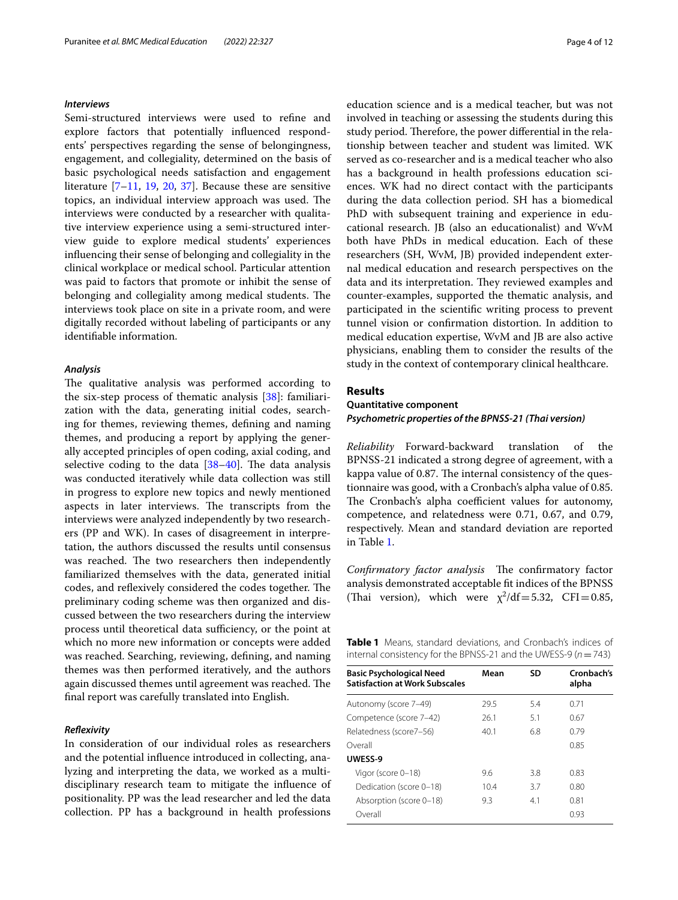### *Interviews*

Semi-structured interviews were used to refine and explore factors that potentially influenced respondents' perspectives regarding the sense of belongingness, engagement, and collegiality, determined on the basis of basic psychological needs satisfaction and engagement literature [7–11, 19, 20, 37]. Because these are sensitive topics, an individual interview approach was used. The interviews were conducted by a researcher with qualitative interview experience using a semi-structured interview guide to explore medical students' experiences influencing their sense of belonging and collegiality in the clinical workplace or medical school. Particular attention was paid to factors that promote or inhibit the sense of belonging and collegiality among medical students. The interviews took place on site in a private room, and were digitally recorded without labeling of participants or any identifiable information.

### *Analysis*

The qualitative analysis was performed according to the six-step process of thematic analysis [38]: familiarization with the data, generating initial codes, searching for themes, reviewing themes, defining and naming themes, and producing a report by applying the generally accepted principles of open coding, axial coding, and selective coding to the data [38–40]. The data analysis was conducted iteratively while data collection was still in progress to explore new topics and newly mentioned aspects in later interviews. The transcripts from the interviews were analyzed independently by two researchers (PP and WK). In cases of disagreement in interpretation, the authors discussed the results until consensus was reached. The two researchers then independently familiarized themselves with the data, generated initial codes, and reflexively considered the codes together. The preliminary coding scheme was then organized and discussed between the two researchers during the interview process until theoretical data sufficiency, or the point at which no more new information or concepts were added was reached. Searching, reviewing, defining, and naming themes was then performed iteratively, and the authors again discussed themes until agreement was reached. The final report was carefully translated into English.

### *Reflexivity*

In consideration of our individual roles as researchers and the potential influence introduced in collecting, analyzing and interpreting the data, we worked as a multidisciplinary research team to mitigate the influence of positionality. PP was the lead researcher and led the data collection. PP has a background in health professions education science and is a medical teacher, but was not involved in teaching or assessing the students during this study period. Therefore, the power differential in the relationship between teacher and student was limited. WK served as co-researcher and is a medical teacher who also has a background in health professions education sciences. WK had no direct contact with the participants during the data collection period. SH has a biomedical PhD with subsequent training and experience in educational research. JB (also an educationalist) and WvM both have PhDs in medical education. Each of these researchers (SH, WvM, JB) provided independent external medical education and research perspectives on the data and its interpretation. They reviewed examples and counter-examples, supported the thematic analysis, and participated in the scientific writing process to prevent tunnel vision or confirmation distortion. In addition to medical education expertise, WvM and JB are also active physicians, enabling them to consider the results of the study in the context of contemporary clinical healthcare.

## Results

### Quantitative component

#### *Psychometric properties of the BPNSS-21 (Thai version)*

*Reliability* Forward-backward translation of the BPNSS-21 indicated a strong degree of agreement, with a kappa value of 0.87. The internal consistency of the questionnaire was good, with a Cronbach's alpha value of 0.85. The Cronbach's alpha coefficient values for autonomy, competence, and relatedness were 0.71, 0.67, and 0.79, respectively. Mean and standard deviation are reported in Table 1.

*Confirmatory factor analysis* The confirmatory factor analysis demonstrated acceptable fit indices of the BPNSS (Thai version), which were $\chi^2/\text{df} = 5.32$, CFI = 0.85,

**Table 1** Means, standard deviations, and Cronbach's indices of internal consistency for the BPNSS-21 and the UWESS-9 ($n = 743$)

| Basic Psychological Need Satisfaction at Work Subscales | Mean | SD | Cronbach's alpha |
|---|---|---|---|
| Autonomy (score 7–49) | 29.5 | 5.4 | 0.71 |
| Competence (score 7–42) | 26.1 | 5.1 | 0.67 |
| Relatedness (score7–56) | 40.1 | 6.8 | 0.79 |
| Overall | | | 0.85 |
| **UWESS-9** | | | |
| Vigor (score 0–18) | 9.6 | 3.8 | 0.83 |
| Dedication (score 0–18) | 10.4 | 3.7 | 0.80 |
| Absorption (score 0–18) | 9.3 | 4.1 | 0.81 |
| Overall | | | 0.93 |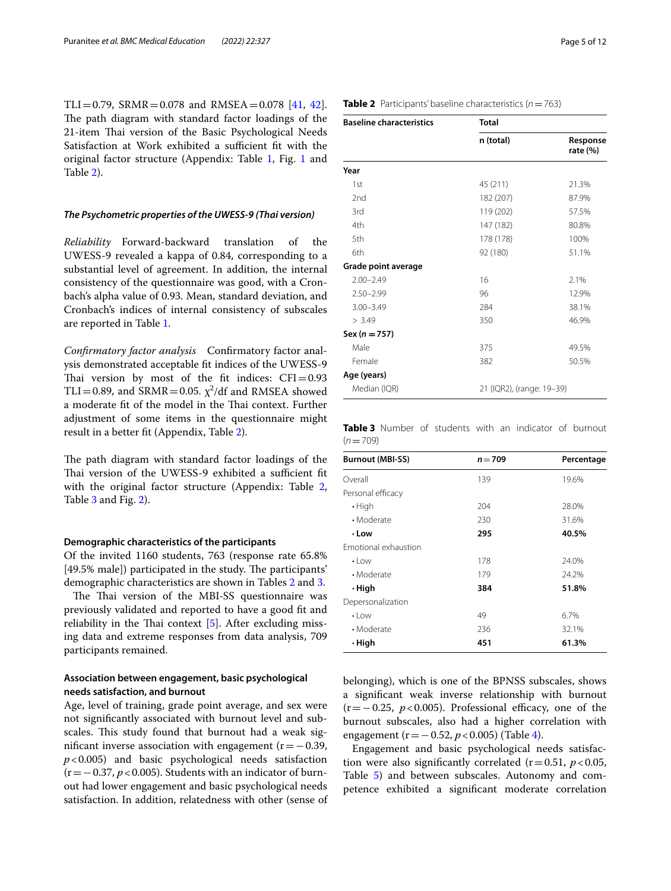TLI = 0.79, SRMR = 0.078 and RMSEA = 0.078 [41, 42]. The path diagram with standard factor loadings of the 21-item Thai version of the Basic Psychological Needs Satisfaction at Work exhibited a sufficient fit with the original factor structure (Appendix: Table 1, Fig. 1 and Table 2).

### *The Psychometric properties of the UWESS-9 (Thai version)*

*Reliability* Forward-backward translation of the UWESS-9 revealed a kappa of 0.84, corresponding to a substantial level of agreement. In addition, the internal consistency of the questionnaire was good, with a Cronbach's alpha value of 0.93. Mean, standard deviation, and Cronbach's indices of internal consistency of subscales are reported in Table 1.

*Confirmatory factor analysis* Confirmatory factor analysis demonstrated acceptable fit indices of the UWESS-9 Thai version by most of the fit indices: CFI = 0.93 TLI = 0.89, and SRMR = 0.05. $\chi^2$/df and RMSEA showed a moderate fit of the model in the Thai context. Further adjustment of some items in the questionnaire might result in a better fit (Appendix, Table 2).

The path diagram with standard factor loadings of the Thai version of the UWESS-9 exhibited a sufficient fit with the original factor structure (Appendix: Table 2, Table 3 and Fig. 2).

### Demographic characteristics of the participants

Of the invited 1160 students, 763 (response rate 65.8% [49.5% male]) participated in the study. The participants' demographic characteristics are shown in Tables 2 and 3.

The Thai version of the MBI-SS questionnaire was previously validated and reported to have a good fit and reliability in the Thai context [5]. After excluding missing data and extreme responses from data analysis, 709 participants remained.

### Association between engagement, basic psychological needs satisfaction, and burnout

Age, level of training, grade point average, and sex were not significantly associated with burnout level and subscales. This study found that burnout had a weak significant inverse association with engagement (r = −0.39, $p < 0.005$) and basic psychological needs satisfaction (r = −0.37, $p < 0.005$). Students with an indicator of burnout had lower engagement and basic psychological needs satisfaction. In addition, relatedness with other (sense of belonging), which is one of the BPNSS subscales, shows a significant weak inverse relationship with burnout (r = −0.25, $p < 0.005$). Professional efficacy, one of the burnout subscales, also had a higher correlation with engagement (r = −0.52, $p < 0.005$) (Table 4).

Engagement and basic psychological needs satisfaction were also significantly correlated (r = 0.51, $p < 0.05$, Table 5) and between subscales. Autonomy and competence exhibited a significant moderate correlation

**Table 2** Participants' baseline characteristics ($n = 763$)

| Baseline characteristics | Total | |
|---|---|---|
| | **n (total)** | **Response rate (%)** |
| **Year** | | |
| 1st | 45 (211) | 21.3% |
| 2nd | 182 (207) | 87.9% |
| 3rd | 119 (202) | 57.5% |
| 4th | 147 (182) | 80.8% |
| 5th | 178 (178) | 100% |
| 6th | 92 (180) | 51.1% |
| **Grade point average** | | |
| 2.00–2.49 | 16 | 2.1% |
| 2.50–2.99 | 96 | 12.9% |
| 3.00–3.49 | 284 | 38.1% |
| > 3.49 | 350 | 46.9% |
| **Sex ($n = 757$)** | | |
| Male | 375 | 49.5% |
| Female | 382 | 50.5% |
| **Age (years)** | | |
| Median (IQR) | 21 (IQR2), (range: 19–39) | |

**Table 3** Number of students with an indicator of burnout ($n = 709$)

| Burnout (MBI-SS) | $n = 709$ | Percentage |
|---|---|---|
| Overall | 139 | 19.6% |
| Personal efficacy | | |
| • High | 204 | 28.0% |
| • Moderate | 230 | 31.6% |
| **• Low** | **295** | **40.5%** |
| Emotional exhaustion | | |
| • Low | 178 | 24.0% |
| • Moderate | 179 | 24.2% |
| **• High** | **384** | **51.8%** |
| Depersonalization | | |
| • Low | 49 | 6.7% |
| • Moderate | 236 | 32.1% |
| **• High** | **451** | **61.3%** |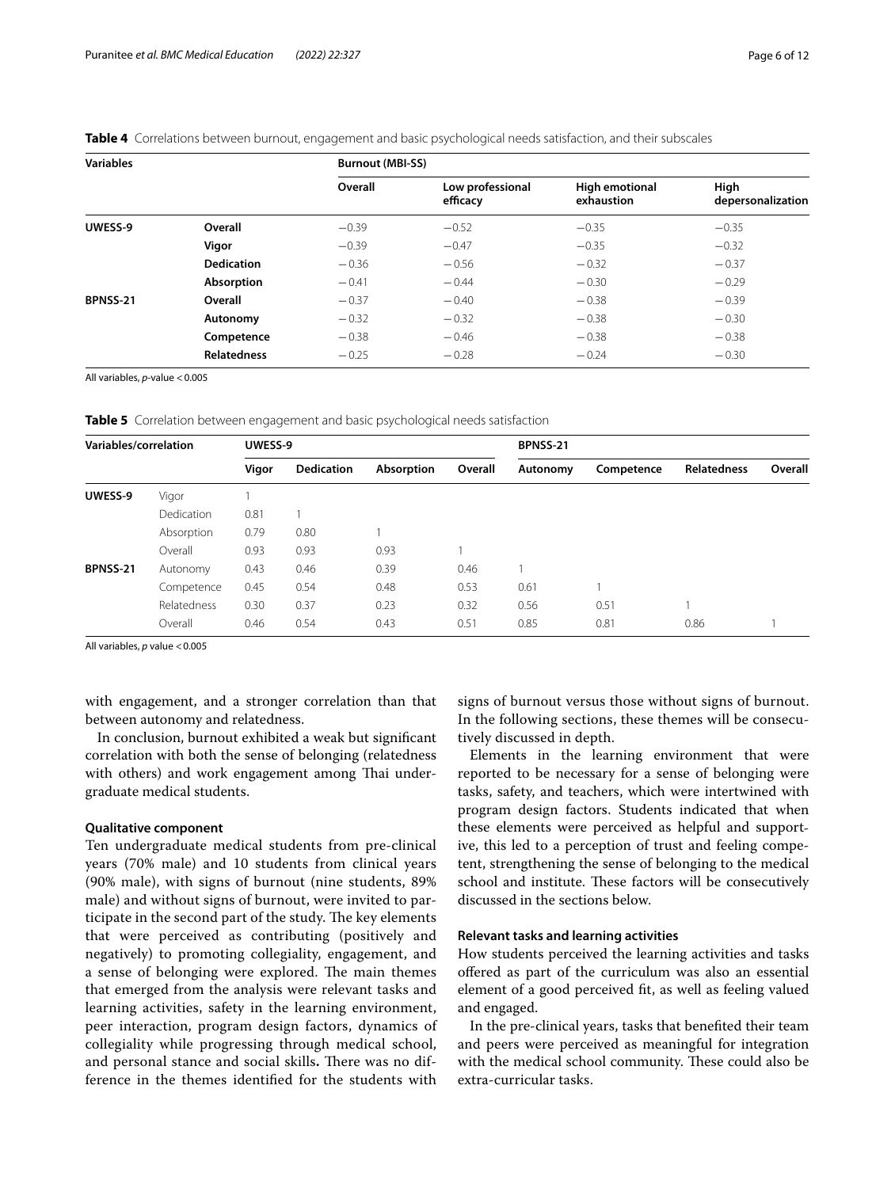**Table 4** Correlations between burnout, engagement and basic psychological needs satisfaction, and their subscales

| Variables | | Burnout (MBI-SS) | | | |
|---|---|---|---|---|---|
| | | Overall | Low professional efficacy | High emotional exhaustion | High depersonalization |
| **UWESS-9** | **Overall** | −0.39 | −0.52 | −0.35 | −0.35 |
| | **Vigor** | −0.39 | −0.47 | −0.35 | −0.32 |
| | **Dedication** | −0.36 | −0.56 | −0.32 | −0.37 |
| | **Absorption** | −0.41 | −0.44 | −0.30 | −0.29 |
| **BPNSS-21** | **Overall** | −0.37 | −0.40 | −0.38 | −0.39 |
| | **Autonomy** | −0.32 | −0.32 | −0.38 | −0.30 |
| | **Competence** | −0.38 | −0.46 | −0.38 | −0.38 |
| | **Relatedness** | −0.25 | −0.28 | −0.24 | −0.30 |

All variables, *p*-value < 0.005

**Table 5** Correlation between engagement and basic psychological needs satisfaction

| Variables/correlation | | UWESS-9 | | | | BPNSS-21 | | | |
|---|---|---|---|---|---|---|---|---|---|
| | | Vigor | Dedication | Absorption | Overall | Autonomy | Competence | Relatedness | Overall |
| **UWESS-9** | Vigor | 1 | | | | | | | |
| | Dedication | 0.81 | 1 | | | | | | |
| | Absorption | 0.79 | 0.80 | 1 | | | | | |
| | Overall | 0.93 | 0.93 | 0.93 | 1 | | | | |
| **BPNSS-21** | Autonomy | 0.43 | 0.46 | 0.39 | 0.46 | 1 | | | |
| | Competence | 0.45 | 0.54 | 0.48 | 0.53 | 0.61 | 1 | | |
| | Relatedness | 0.30 | 0.37 | 0.23 | 0.32 | 0.56 | 0.51 | 1 | |
| | Overall | 0.46 | 0.54 | 0.43 | 0.51 | 0.85 | 0.81 | 0.86 | 1 |

All variables, *p* value < 0.005

with engagement, and a stronger correlation than that between autonomy and relatedness.

In conclusion, burnout exhibited a weak but significant correlation with both the sense of belonging (relatedness with others) and work engagement among Thai undergraduate medical students.

#### Qualitative component

Ten undergraduate medical students from pre-clinical years (70% male) and 10 students from clinical years (90% male), with signs of burnout (nine students, 89% male) and without signs of burnout, were invited to participate in the second part of the study. The key elements that were perceived as contributing (positively and negatively) to promoting collegiality, engagement, and a sense of belonging were explored. The main themes that emerged from the analysis were relevant tasks and learning activities, safety in the learning environment, peer interaction, program design factors, dynamics of collegiality while progressing through medical school, and personal stance and social skills**.** There was no difference in the themes identified for the students with signs of burnout versus those without signs of burnout. In the following sections, these themes will be consecutively discussed in depth.

Elements in the learning environment that were reported to be necessary for a sense of belonging were tasks, safety, and teachers, which were intertwined with program design factors. Students indicated that when these elements were perceived as helpful and supportive, this led to a perception of trust and feeling competent, strengthening the sense of belonging to the medical school and institute. These factors will be consecutively discussed in the sections below.

#### Relevant tasks and learning activities

How students perceived the learning activities and tasks offered as part of the curriculum was also an essential element of a good perceived fit, as well as feeling valued and engaged.

In the pre-clinical years, tasks that benefited their team and peers were perceived as meaningful for integration with the medical school community. These could also be extra-curricular tasks.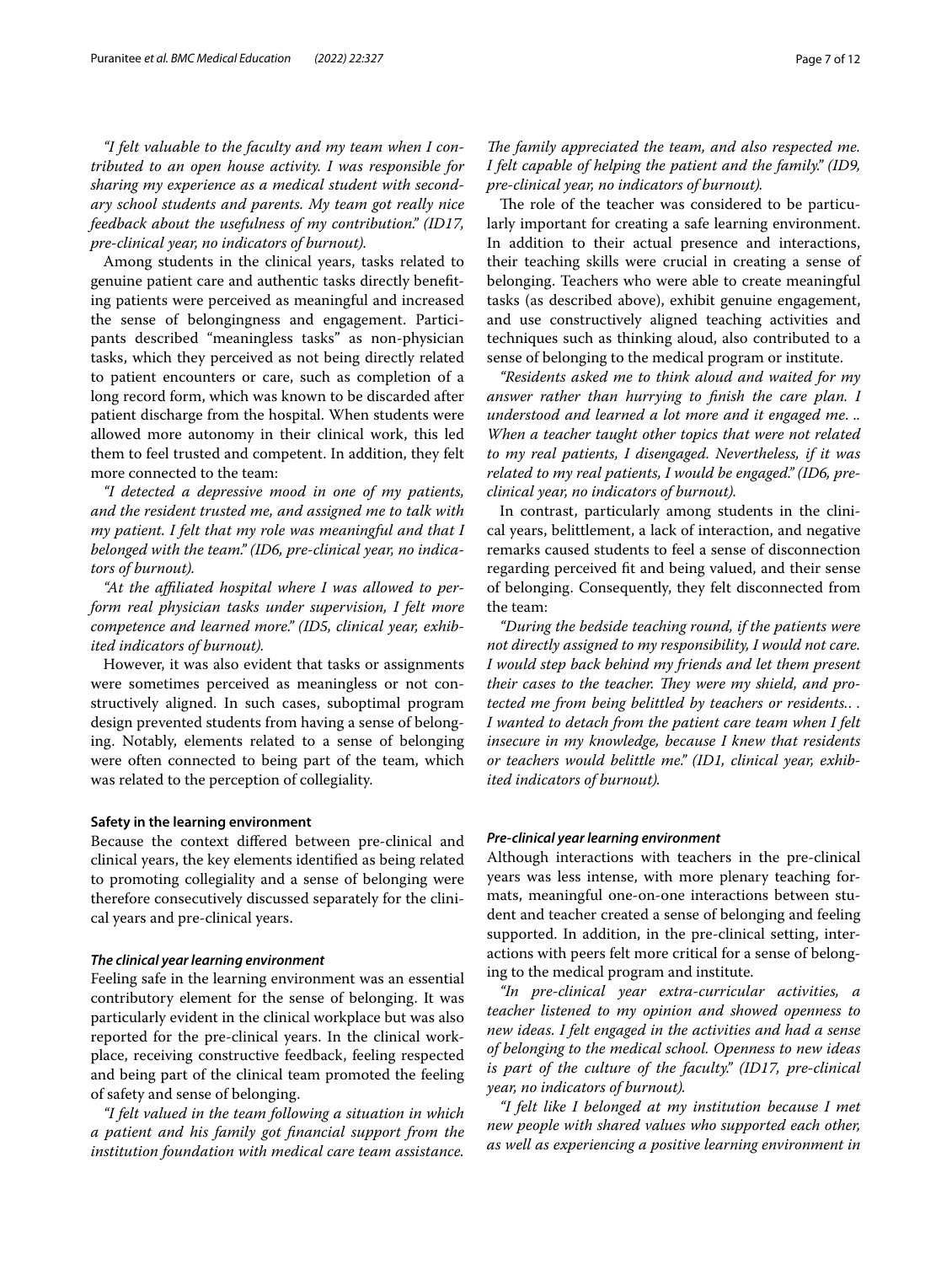*"I felt valuable to the faculty and my team when I contributed to an open house activity. I was responsible for sharing my experience as a medical student with secondary school students and parents. My team got really nice feedback about the usefulness of my contribution." (ID17, pre-clinical year, no indicators of burnout).*

Among students in the clinical years, tasks related to genuine patient care and authentic tasks directly benefiting patients were perceived as meaningful and increased the sense of belongingness and engagement. Participants described "meaningless tasks" as non-physician tasks, which they perceived as not being directly related to patient encounters or care, such as completion of a long record form, which was known to be discarded after patient discharge from the hospital. When students were allowed more autonomy in their clinical work, this led them to feel trusted and competent. In addition, they felt more connected to the team:

*"I detected a depressive mood in one of my patients, and the resident trusted me, and assigned me to talk with my patient. I felt that my role was meaningful and that I belonged with the team." (ID6, pre-clinical year, no indicators of burnout).*

*"At the affiliated hospital where I was allowed to perform real physician tasks under supervision, I felt more competence and learned more." (ID5, clinical year, exhibited indicators of burnout).*

However, it was also evident that tasks or assignments were sometimes perceived as meaningless or not constructively aligned. In such cases, suboptimal program design prevented students from having a sense of belonging. Notably, elements related to a sense of belonging were often connected to being part of the team, which was related to the perception of collegiality.

### Safety in the learning environment

Because the context differed between pre-clinical and clinical years, the key elements identified as being related to promoting collegiality and a sense of belonging were therefore consecutively discussed separately for the clinical years and pre-clinical years.

#### *The clinical year learning environment*

Feeling safe in the learning environment was an essential contributory element for the sense of belonging. It was particularly evident in the clinical workplace but was also reported for the pre-clinical years. In the clinical workplace, receiving constructive feedback, feeling respected and being part of the clinical team promoted the feeling of safety and sense of belonging.

*"I felt valued in the team following a situation in which a patient and his family got financial support from the institution foundation with medical care team assistance. The family appreciated the team, and also respected me. I felt capable of helping the patient and the family." (ID9, pre-clinical year, no indicators of burnout).*

The role of the teacher was considered to be particularly important for creating a safe learning environment. In addition to their actual presence and interactions, their teaching skills were crucial in creating a sense of belonging. Teachers who were able to create meaningful tasks (as described above), exhibit genuine engagement, and use constructively aligned teaching activities and techniques such as thinking aloud, also contributed to a sense of belonging to the medical program or institute.

*"Residents asked me to think aloud and waited for my answer rather than hurrying to finish the care plan. I understood and learned a lot more and it engaged me. .. When a teacher taught other topics that were not related to my real patients, I disengaged. Nevertheless, if it was related to my real patients, I would be engaged." (ID6, pre-clinical year, no indicators of burnout).*

In contrast, particularly among students in the clinical years, belittlement, a lack of interaction, and negative remarks caused students to feel a sense of disconnection regarding perceived fit and being valued, and their sense of belonging. Consequently, they felt disconnected from the team:

*"During the bedside teaching round, if the patients were not directly assigned to my responsibility, I would not care. I would step back behind my friends and let them present their cases to the teacher. They were my shield, and protected me from being belittled by teachers or residents.. . I wanted to detach from the patient care team when I felt insecure in my knowledge, because I knew that residents or teachers would belittle me." (ID1, clinical year, exhibited indicators of burnout).*

#### *Pre-clinical year learning environment*

Although interactions with teachers in the pre-clinical years was less intense, with more plenary teaching formats, meaningful one-on-one interactions between student and teacher created a sense of belonging and feeling supported. In addition, in the pre-clinical setting, interactions with peers felt more critical for a sense of belonging to the medical program and institute.

*"In pre-clinical year extra-curricular activities, a teacher listened to my opinion and showed openness to new ideas. I felt engaged in the activities and had a sense of belonging to the medical school. Openness to new ideas is part of the culture of the faculty." (ID17, pre-clinical year, no indicators of burnout).*

*"I felt like I belonged at my institution because I met new people with shared values who supported each other, as well as experiencing a positive learning environment in*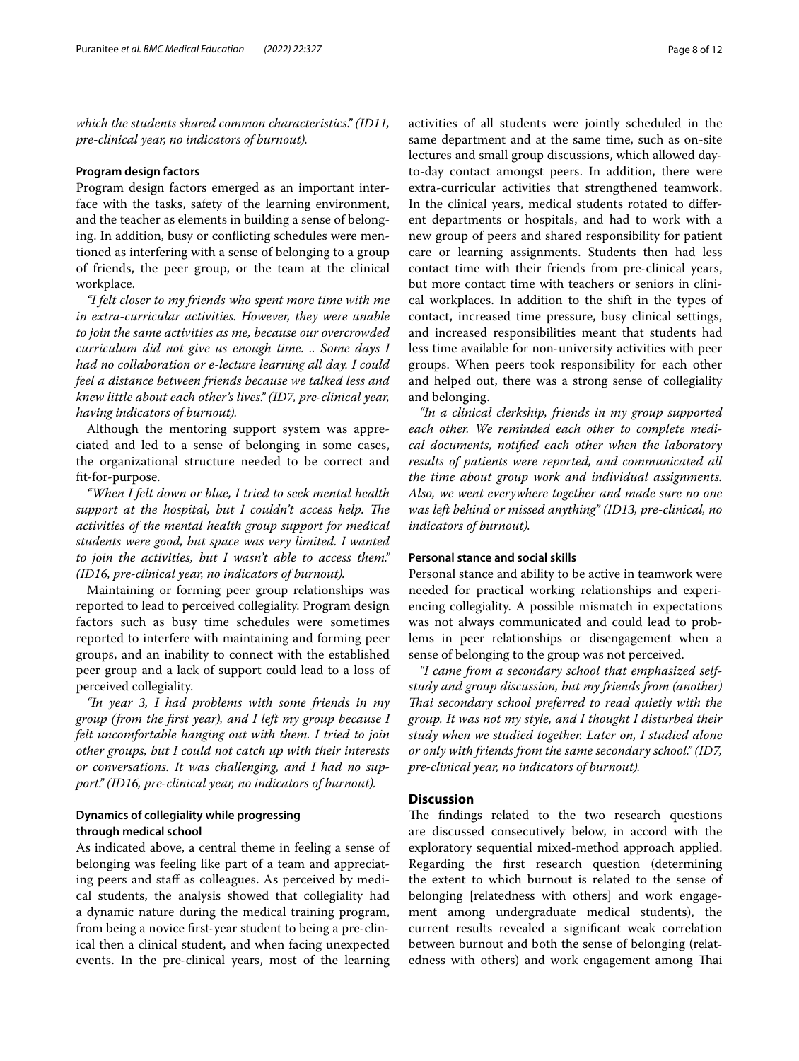*which the students shared common characteristics." (ID11, pre-clinical year, no indicators of burnout).*

### Program design factors

Program design factors emerged as an important interface with the tasks, safety of the learning environment, and the teacher as elements in building a sense of belonging. In addition, busy or conflicting schedules were mentioned as interfering with a sense of belonging to a group of friends, the peer group, or the team at the clinical workplace.

*"I felt closer to my friends who spent more time with me in extra-curricular activities. However, they were unable to join the same activities as me, because our overcrowded curriculum did not give us enough time. .. Some days I had no collaboration or e-lecture learning all day. I could feel a distance between friends because we talked less and knew little about each other's lives." (ID7, pre-clinical year, having indicators of burnout).*

Although the mentoring support system was appreciated and led to a sense of belonging in some cases, the organizational structure needed to be correct and fit-for-purpose.

*"When I felt down or blue, I tried to seek mental health support at the hospital, but I couldn't access help. The activities of the mental health group support for medical students were good, but space was very limited. I wanted to join the activities, but I wasn't able to access them." (ID16, pre-clinical year, no indicators of burnout).*

Maintaining or forming peer group relationships was reported to lead to perceived collegiality. Program design factors such as busy time schedules were sometimes reported to interfere with maintaining and forming peer groups, and an inability to connect with the established peer group and a lack of support could lead to a loss of perceived collegiality.

*"In year 3, I had problems with some friends in my group (from the first year), and I left my group because I felt uncomfortable hanging out with them. I tried to join other groups, but I could not catch up with their interests or conversations. It was challenging, and I had no support." (ID16, pre-clinical year, no indicators of burnout).*

### Dynamics of collegiality while progressing through medical school

As indicated above, a central theme in feeling a sense of belonging was feeling like part of a team and appreciating peers and staff as colleagues. As perceived by medical students, the analysis showed that collegiality had a dynamic nature during the medical training program, from being a novice first-year student to being a pre-clinical then a clinical student, and when facing unexpected events. In the pre-clinical years, most of the learning activities of all students were jointly scheduled in the same department and at the same time, such as on-site lectures and small group discussions, which allowed day-to-day contact amongst peers. In addition, there were extra-curricular activities that strengthened teamwork. In the clinical years, medical students rotated to different departments or hospitals, and had to work with a new group of peers and shared responsibility for patient care or learning assignments. Students then had less contact time with their friends from pre-clinical years, but more contact time with teachers or seniors in clinical workplaces. In addition to the shift in the types of contact, increased time pressure, busy clinical settings, and increased responsibilities meant that students had less time available for non-university activities with peer groups. When peers took responsibility for each other and helped out, there was a strong sense of collegiality and belonging.

*"In a clinical clerkship, friends in my group supported each other. We reminded each other to complete medical documents, notified each other when the laboratory results of patients were reported, and communicated all the time about group work and individual assignments. Also, we went everywhere together and made sure no one was left behind or missed anything" (ID13, pre-clinical, no indicators of burnout).*

### Personal stance and social skills

Personal stance and ability to be active in teamwork were needed for practical working relationships and experiencing collegiality. A possible mismatch in expectations was not always communicated and could lead to problems in peer relationships or disengagement when a sense of belonging to the group was not perceived.

*"I came from a secondary school that emphasized self-study and group discussion, but my friends from (another) Thai secondary school preferred to read quietly with the group. It was not my style, and I thought I disturbed their study when we studied together. Later on, I studied alone or only with friends from the same secondary school." (ID7, pre-clinical year, no indicators of burnout).*

## Discussion

The findings related to the two research questions are discussed consecutively below, in accord with the exploratory sequential mixed-method approach applied. Regarding the first research question (determining the extent to which burnout is related to the sense of belonging [relatedness with others] and work engagement among undergraduate medical students), the current results revealed a significant weak correlation between burnout and both the sense of belonging (relatedness with others) and work engagement among Thai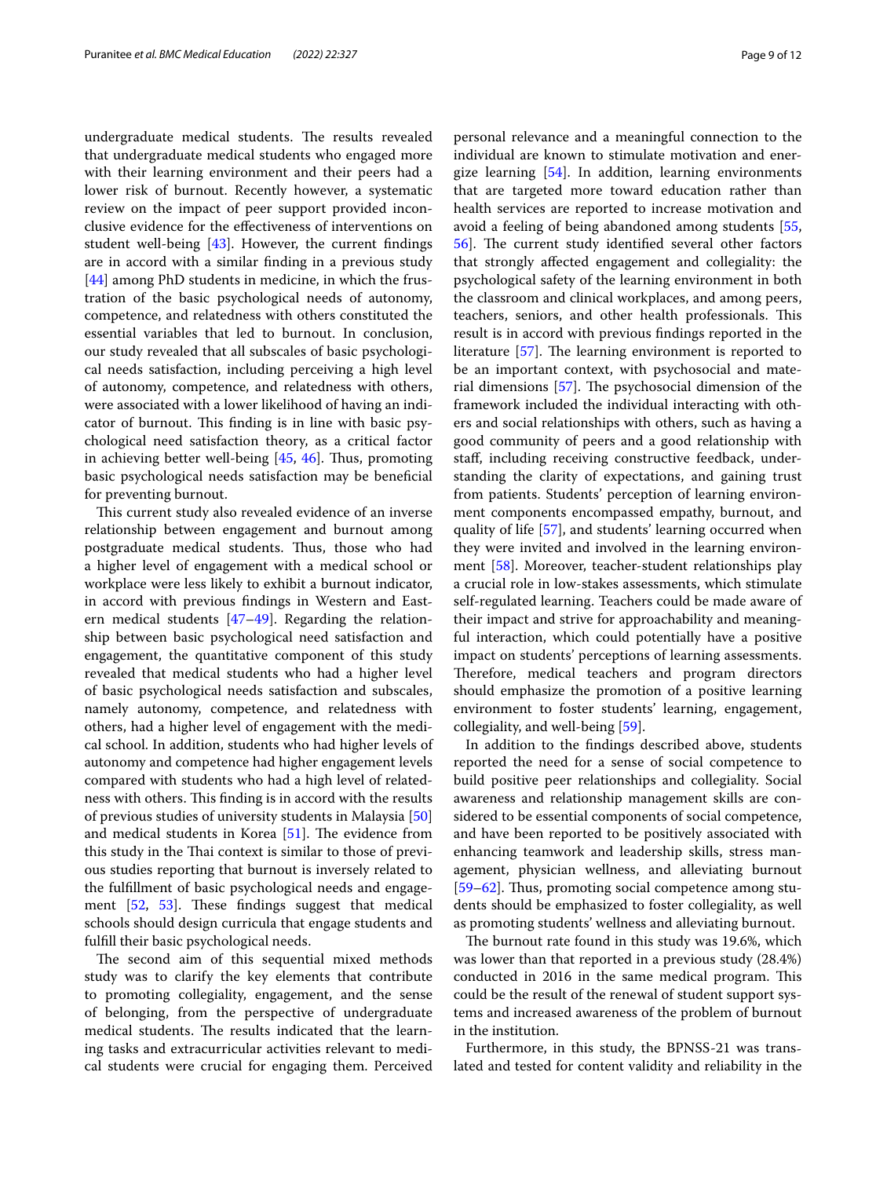undergraduate medical students. The results revealed that undergraduate medical students who engaged more with their learning environment and their peers had a lower risk of burnout. Recently however, a systematic review on the impact of peer support provided inconclusive evidence for the effectiveness of interventions on student well-being [43]. However, the current findings are in accord with a similar finding in a previous study [44] among PhD students in medicine, in which the frustration of the basic psychological needs of autonomy, competence, and relatedness with others constituted the essential variables that led to burnout. In conclusion, our study revealed that all subscales of basic psychological needs satisfaction, including perceiving a high level of autonomy, competence, and relatedness with others, were associated with a lower likelihood of having an indicator of burnout. This finding is in line with basic psychological need satisfaction theory, as a critical factor in achieving better well-being [45, 46]. Thus, promoting basic psychological needs satisfaction may be beneficial for preventing burnout.

This current study also revealed evidence of an inverse relationship between engagement and burnout among postgraduate medical students. Thus, those who had a higher level of engagement with a medical school or workplace were less likely to exhibit a burnout indicator, in accord with previous findings in Western and Eastern medical students [47–49]. Regarding the relationship between basic psychological need satisfaction and engagement, the quantitative component of this study revealed that medical students who had a higher level of basic psychological needs satisfaction and subscales, namely autonomy, competence, and relatedness with others, had a higher level of engagement with the medical school. In addition, students who had higher levels of autonomy and competence had higher engagement levels compared with students who had a high level of relatedness with others. This finding is in accord with the results of previous studies of university students in Malaysia [50] and medical students in Korea [51]. The evidence from this study in the Thai context is similar to those of previous studies reporting that burnout is inversely related to the fulfillment of basic psychological needs and engagement [52, 53]. These findings suggest that medical schools should design curricula that engage students and fulfill their basic psychological needs.

The second aim of this sequential mixed methods study was to clarify the key elements that contribute to promoting collegiality, engagement, and the sense of belonging, from the perspective of undergraduate medical students. The results indicated that the learning tasks and extracurricular activities relevant to medical students were crucial for engaging them. Perceived personal relevance and a meaningful connection to the individual are known to stimulate motivation and energize learning [54]. In addition, learning environments that are targeted more toward education rather than health services are reported to increase motivation and avoid a feeling of being abandoned among students [55, 56]. The current study identified several other factors that strongly affected engagement and collegiality: the psychological safety of the learning environment in both the classroom and clinical workplaces, and among peers, teachers, seniors, and other health professionals. This result is in accord with previous findings reported in the literature [57]. The learning environment is reported to be an important context, with psychosocial and material dimensions [57]. The psychosocial dimension of the framework included the individual interacting with others and social relationships with others, such as having a good community of peers and a good relationship with staff, including receiving constructive feedback, understanding the clarity of expectations, and gaining trust from patients. Students' perception of learning environment components encompassed empathy, burnout, and quality of life [57], and students' learning occurred when they were invited and involved in the learning environment [58]. Moreover, teacher-student relationships play a crucial role in low-stakes assessments, which stimulate self-regulated learning. Teachers could be made aware of their impact and strive for approachability and meaningful interaction, which could potentially have a positive impact on students' perceptions of learning assessments. Therefore, medical teachers and program directors should emphasize the promotion of a positive learning environment to foster students' learning, engagement, collegiality, and well-being [59].

In addition to the findings described above, students reported the need for a sense of social competence to build positive peer relationships and collegiality. Social awareness and relationship management skills are considered to be essential components of social competence, and have been reported to be positively associated with enhancing teamwork and leadership skills, stress management, physician wellness, and alleviating burnout [59–62]. Thus, promoting social competence among students should be emphasized to foster collegiality, as well as promoting students' wellness and alleviating burnout.

The burnout rate found in this study was 19.6%, which was lower than that reported in a previous study (28.4%) conducted in 2016 in the same medical program. This could be the result of the renewal of student support systems and increased awareness of the problem of burnout in the institution.

Furthermore, in this study, the BPNSS-21 was translated and tested for content validity and reliability in the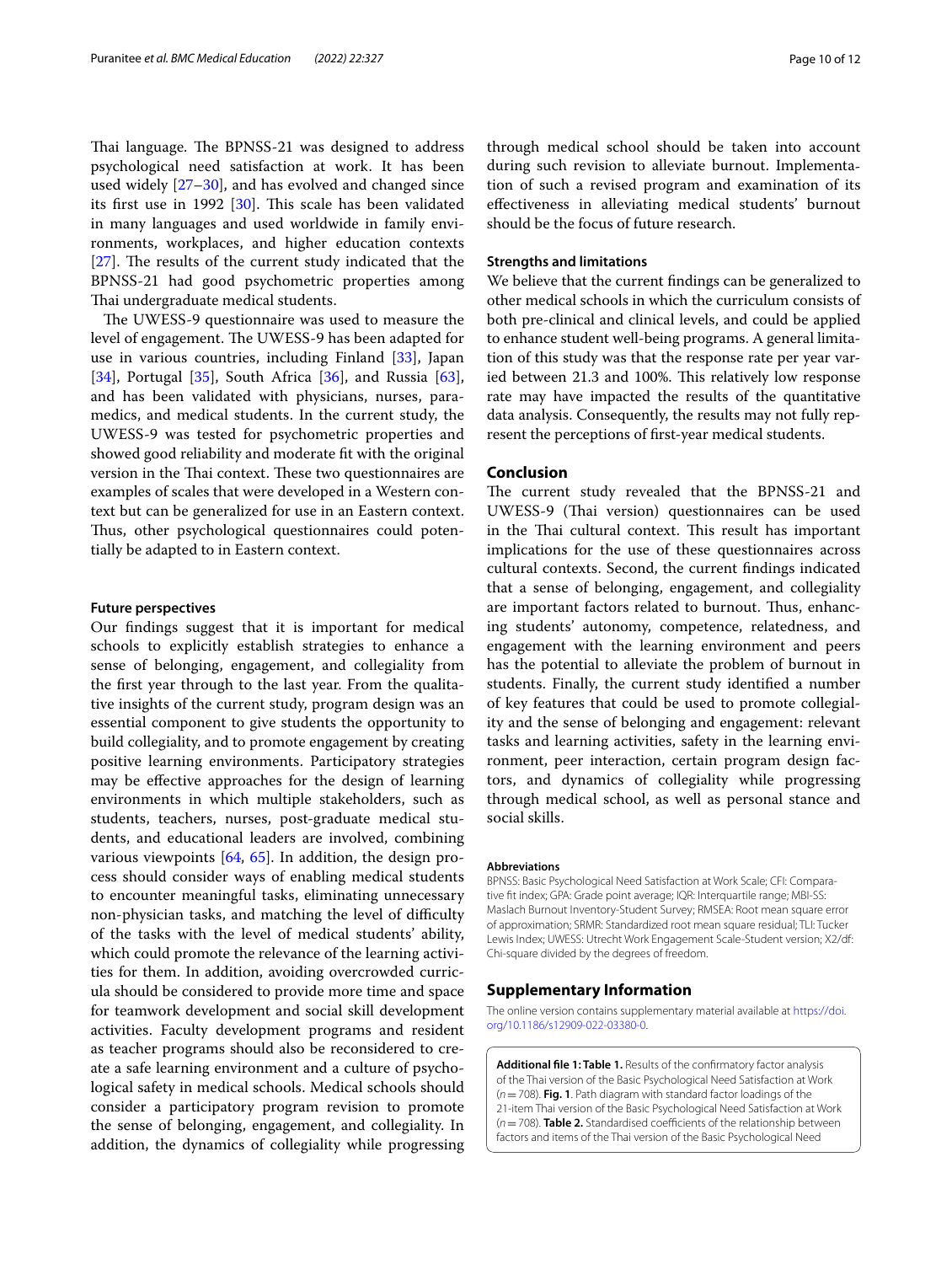Thai language. The BPNSS-21 was designed to address psychological need satisfaction at work. It has been used widely [27–30], and has evolved and changed since its first use in 1992 [30]. This scale has been validated in many languages and used worldwide in family environments, workplaces, and higher education contexts [27]. The results of the current study indicated that the BPNSS-21 had good psychometric properties among Thai undergraduate medical students.

The UWESS-9 questionnaire was used to measure the level of engagement. The UWESS-9 has been adapted for use in various countries, including Finland [33], Japan [34], Portugal [35], South Africa [36], and Russia [63], and has been validated with physicians, nurses, paramedics, and medical students. In the current study, the UWESS-9 was tested for psychometric properties and showed good reliability and moderate fit with the original version in the Thai context. These two questionnaires are examples of scales that were developed in a Western context but can be generalized for use in an Eastern context. Thus, other psychological questionnaires could potentially be adapted to in Eastern context.

#### Future perspectives

Our findings suggest that it is important for medical schools to explicitly establish strategies to enhance a sense of belonging, engagement, and collegiality from the first year through to the last year. From the qualitative insights of the current study, program design was an essential component to give students the opportunity to build collegiality, and to promote engagement by creating positive learning environments. Participatory strategies may be effective approaches for the design of learning environments in which multiple stakeholders, such as students, teachers, nurses, post-graduate medical students, and educational leaders are involved, combining various viewpoints [64, 65]. In addition, the design process should consider ways of enabling medical students to encounter meaningful tasks, eliminating unnecessary non-physician tasks, and matching the level of difficulty of the tasks with the level of medical students' ability, which could promote the relevance of the learning activities for them. In addition, avoiding overcrowded curricula should be considered to provide more time and space for teamwork development and social skill development activities. Faculty development programs and resident as teacher programs should also be reconsidered to create a safe learning environment and a culture of psychological safety in medical schools. Medical schools should consider a participatory program revision to promote the sense of belonging, engagement, and collegiality. In addition, the dynamics of collegiality while progressing through medical school should be taken into account during such revision to alleviate burnout. Implementation of such a revised program and examination of its effectiveness in alleviating medical students' burnout should be the focus of future research.

#### Strengths and limitations

We believe that the current findings can be generalized to other medical schools in which the curriculum consists of both pre-clinical and clinical levels, and could be applied to enhance student well-being programs. A general limitation of this study was that the response rate per year varied between 21.3 and 100%. This relatively low response rate may have impacted the results of the quantitative data analysis. Consequently, the results may not fully represent the perceptions of first-year medical students.

## Conclusion

The current study revealed that the BPNSS-21 and UWESS-9 (Thai version) questionnaires can be used in the Thai cultural context. This result has important implications for the use of these questionnaires across cultural contexts. Second, the current findings indicated that a sense of belonging, engagement, and collegiality are important factors related to burnout. Thus, enhancing students' autonomy, competence, relatedness, and engagement with the learning environment and peers has the potential to alleviate the problem of burnout in students. Finally, the current study identified a number of key features that could be used to promote collegiality and the sense of belonging and engagement: relevant tasks and learning activities, safety in the learning environment, peer interaction, certain program design factors, and dynamics of collegiality while progressing through medical school, as well as personal stance and social skills.

#### Abbreviations

BPNSS: Basic Psychological Need Satisfaction at Work Scale; CFI: Comparative fit index; GPA: Grade point average; IQR: Interquartile range; MBI-SS: Maslach Burnout Inventory-Student Survey; RMSEA: Root mean square error of approximation; SRMR: Standardized root mean square residual; TLI: Tucker Lewis Index; UWESS: Utrecht Work Engagement Scale-Student version; X2/df: Chi-square divided by the degrees of freedom.

## Supplementary Information

The online version contains supplementary material available at https://doi.org/10.1186/s12909-022-03380-0.

**Additional file 1: Table 1.** Results of the confirmatory factor analysis of the Thai version of the Basic Psychological Need Satisfaction at Work ($n = 708$). **Fig. 1**. Path diagram with standard factor loadings of the 21-item Thai version of the Basic Psychological Need Satisfaction at Work ($n = 708$). **Table 2.** Standardised coefficients of the relationship between factors and items of the Thai version of the Basic Psychological Need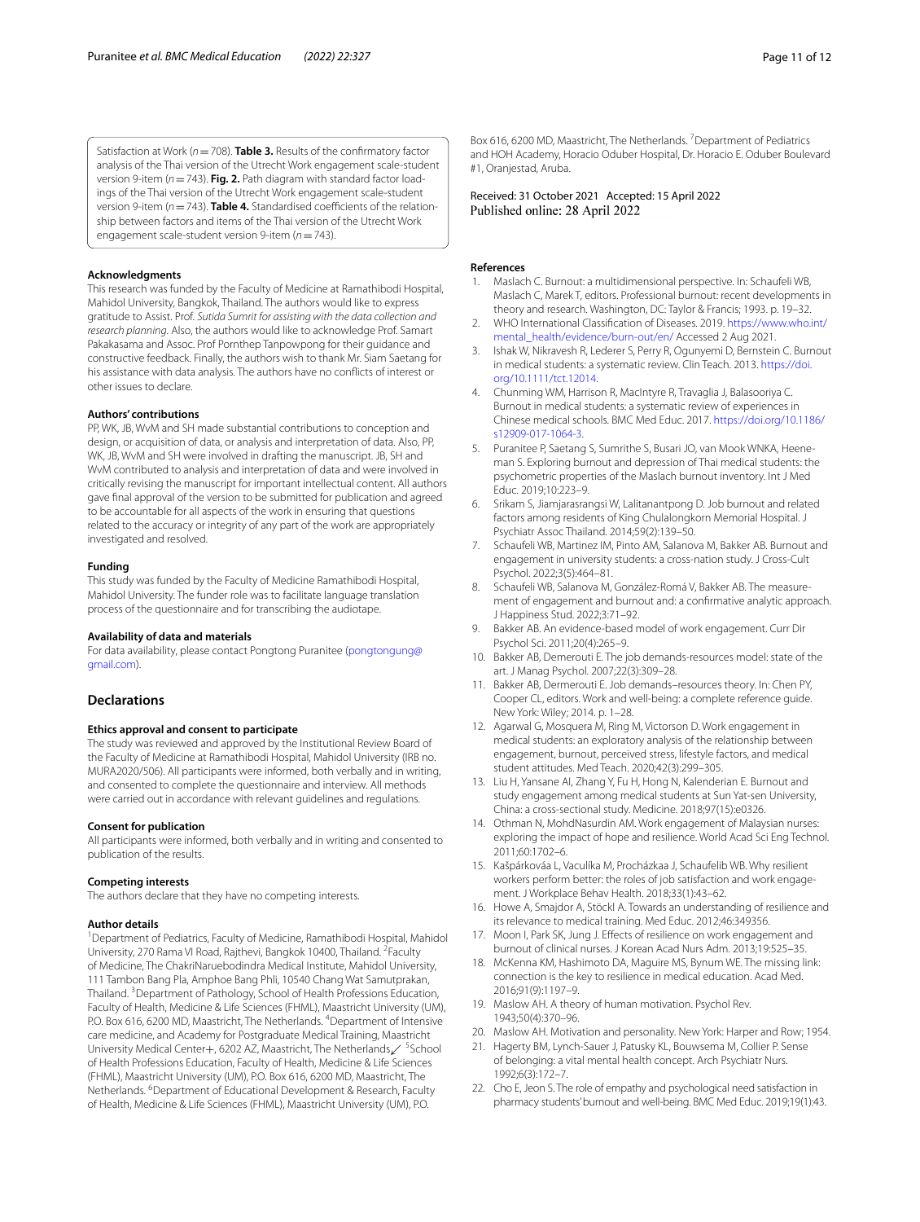Satisfaction at Work ($n = 708$). **Table 3.** Results of the confirmatory factor analysis of the Thai version of the Utrecht Work engagement scale-student version 9-item ($n = 743$). **Fig. 2.** Path diagram with standard factor loadings of the Thai version of the Utrecht Work engagement scale-student version 9-item ($n = 743$). **Table 4.** Standardised coefficients of the relationship between factors and items of the Thai version of the Utrecht Work engagement scale-student version 9-item ($n = 743$).

### Acknowledgments

This research was funded by the Faculty of Medicine at Ramathibodi Hospital, Mahidol University, Bangkok, Thailand. The authors would like to express gratitude to Assist. Prof. *Sutida Sumrit for assisting with the data collection and research planning.* Also, the authors would like to acknowledge Prof. Samart Pakakasama and Assoc. Prof Pornthep Tanpowpong for their guidance and constructive feedback. Finally, the authors wish to thank Mr. Siam Saetang for his assistance with data analysis. The authors have no conflicts of interest or other issues to declare.

### Authors' contributions

PP, WK, JB, WvM and SH made substantial contributions to conception and design, or acquisition of data, or analysis and interpretation of data. Also, PP, WK, JB, WvM and SH were involved in drafting the manuscript. JB, SH and WvM contributed to analysis and interpretation of data and were involved in critically revising the manuscript for important intellectual content. All authors gave final approval of the version to be submitted for publication and agreed to be accountable for all aspects of the work in ensuring that questions related to the accuracy or integrity of any part of the work are appropriately investigated and resolved.

### Funding

This study was funded by the Faculty of Medicine Ramathibodi Hospital, Mahidol University. The funder role was to facilitate language translation process of the questionnaire and for transcribing the audiotape.

### Availability of data and materials

For data availability, please contact Pongtong Puranitee (pongtongung@gmail.com).

## Declarations

### Ethics approval and consent to participate

The study was reviewed and approved by the Institutional Review Board of the Faculty of Medicine at Ramathibodi Hospital, Mahidol University (IRB no. MURA2020/506). All participants were informed, both verbally and in writing, and consented to complete the questionnaire and interview. All methods were carried out in accordance with relevant guidelines and regulations.

### Consent for publication

All participants were informed, both verbally and in writing and consented to publication of the results.

### Competing interests

The authors declare that they have no competing interests.

### Author details

[1]Department of Pediatrics, Faculty of Medicine, Ramathibodi Hospital, Mahidol University, 270 Rama VI Road, Rajthevi, Bangkok 10400, Thailand. [2]Faculty of Medicine, The ChakriNaruebodindra Medical Institute, Mahidol University, 111 Tambon Bang Pla, Amphoe Bang Phli, 10540 Chang Wat Samutprakan, Thailand. [3]Department of Pathology, School of Health Professions Education, Faculty of Health, Medicine & Life Sciences (FHML), Maastricht University (UM), P.O. Box 616, 6200 MD, Maastricht, The Netherlands. [4]Department of Intensive care medicine, and Academy for Postgraduate Medical Training, Maastricht University Medical Center+, 6202 AZ, Maastricht, The Netherlands. [5]School of Health Professions Education, Faculty of Health, Medicine & Life Sciences (FHML), Maastricht University (UM), P.O. Box 616, 6200 MD, Maastricht, The Netherlands. [6]Department of Educational Development & Research, Faculty of Health, Medicine & Life Sciences (FHML), Maastricht University (UM), P.O. Box 616, 6200 MD, Maastricht, The Netherlands. [7]Department of Pediatrics and HOH Academy, Horacio Oduber Hospital, Dr. Horacio E. Oduber Boulevard #1, Oranjestad, Aruba.

Received: 31 October 2021 Accepted: 15 April 2022
Published online: 28 April 2022

### References

1. Maslach C. Burnout: a multidimensional perspective. In: Schaufeli WB, Maslach C, Marek T, editors. Professional burnout: recent developments in theory and research. Washington, DC: Taylor & Francis; 1993. p. 19–32.
2. WHO International Classification of Diseases. 2019. https://www.who.int/mental_health/evidence/burn-out/en/ Accessed 2 Aug 2021.
3. Ishak W, Nikravesh R, Lederer S, Perry R, Ogunyemi D, Bernstein C. Burnout in medical students: a systematic review. Clin Teach. 2013. https://doi.org/10.1111/tct.12014.
4. Chunming WM, Harrison R, MacIntyre R, Travaglia J, Balasooriya C. Burnout in medical students: a systematic review of experiences in Chinese medical schools. BMC Med Educ. 2017. https://doi.org/10.1186/s12909-017-1064-3.
5. Puranitee P, Saetang S, Sumrithe S, Busari JO, van Mook WNKA, Heeneman S. Exploring burnout and depression of Thai medical students: the psychometric properties of the Maslach burnout inventory. Int J Med Educ. 2019;10:223–9.
6. Srikam S, Jiamjarasrangsi W, Lalitanantpong D. Job burnout and related factors among residents of King Chulalongkorn Memorial Hospital. J Psychiatr Assoc Thailand. 2014;59(2):139–50.
7. Schaufeli WB, Martinez IM, Pinto AM, Salanova M, Bakker AB. Burnout and engagement in university students: a cross-nation study. J Cross-Cult Psychol. 2022;3(5):464–81.
8. Schaufeli WB, Salanova M, González-Romá V, Bakker AB. The measurement of engagement and burnout and: a confirmative analytic approach. J Happiness Stud. 2022;3:71–92.
9. Bakker AB. An evidence-based model of work engagement. Curr Dir Psychol Sci. 2011;20(4):265–9.
10. Bakker AB, Demerouti E. The job demands-resources model: state of the art. J Manag Psychol. 2007;22(3):309–28.
11. Bakker AB, Dermerouti E. Job demands–resources theory. In: Chen PY, Cooper CL, editors. Work and well-being: a complete reference guide. New York: Wiley; 2014. p. 1–28.
12. Agarwal G, Mosquera M, Ring M, Victorson D. Work engagement in medical students: an exploratory analysis of the relationship between engagement, burnout, perceived stress, lifestyle factors, and medical student attitudes. Med Teach. 2020;42(3):299–305.
13. Liu H, Yansane AI, Zhang Y, Fu H, Hong N, Kalenderian E. Burnout and study engagement among medical students at Sun Yat-sen University, China: a cross-sectional study. Medicine. 2018;97(15):e0326.
14. Othman N, MohdNasurdin AM. Work engagement of Malaysian nurses: exploring the impact of hope and resilience. World Acad Sci Eng Technol. 2011;60:1702–6.
15. Kašpárkováa L, Vaculíka M, Procházkaa J, Schaufelib WB. Why resilient workers perform better: the roles of job satisfaction and work engagement. J Workplace Behav Health. 2018;33(1):43–62.
16. Howe A, Smajdor A, Stöckl A. Towards an understanding of resilience and its relevance to medical training. Med Educ. 2012;46:349356.
17. Moon I, Park SK, Jung J. Effects of resilience on work engagement and burnout of clinical nurses. J Korean Acad Nurs Adm. 2013;19:525–35.
18. McKenna KM, Hashimoto DA, Maguire MS, Bynum WE. The missing link: connection is the key to resilience in medical education. Acad Med. 2016;91(9):1197–9.
19. Maslow AH. A theory of human motivation. Psychol Rev. 1943;50(4):370–96.
20. Maslow AH. Motivation and personality. New York: Harper and Row; 1954.
21. Hagerty BM, Lynch-Sauer J, Patusky KL, Bouwsema M, Collier P. Sense of belonging: a vital mental health concept. Arch Psychiatr Nurs. 1992;6(3):172–7.
22. Cho E, Jeon S. The role of empathy and psychological need satisfaction in pharmacy students' burnout and well-being. BMC Med Educ. 2019;19(1):43.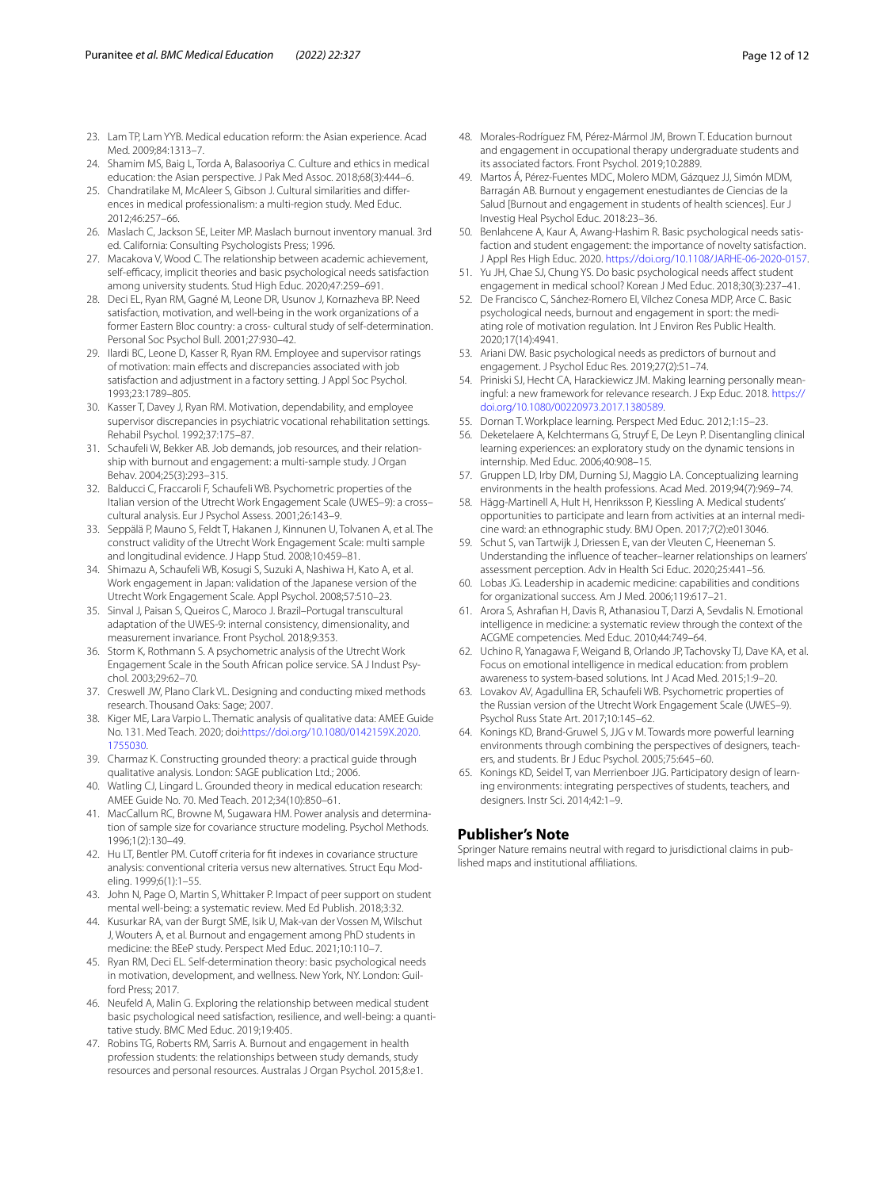23. Lam TP, Lam YYB. Medical education reform: the Asian experience. Acad Med. 2009;84:1313–7.
24. Shamim MS, Baig L, Torda A, Balasooriya C. Culture and ethics in medical education: the Asian perspective. J Pak Med Assoc. 2018;68(3):444–6.
25. Chandratilake M, McAleer S, Gibson J. Cultural similarities and differences in medical professionalism: a multi-region study. Med Educ. 2012;46:257–66.
26. Maslach C, Jackson SE, Leiter MP. Maslach burnout inventory manual. 3rd ed. California: Consulting Psychologists Press; 1996.
27. Macakova V, Wood C. The relationship between academic achievement, self-efficacy, implicit theories and basic psychological needs satisfaction among university students. Stud High Educ. 2020;47:259–691.
28. Deci EL, Ryan RM, Gagné M, Leone DR, Usunov J, Kornazheva BP. Need satisfaction, motivation, and well-being in the work organizations of a former Eastern Bloc country: a cross- cultural study of self-determination. Personal Soc Psychol Bull. 2001;27:930–42.
29. Ilardi BC, Leone D, Kasser R, Ryan RM. Employee and supervisor ratings of motivation: main effects and discrepancies associated with job satisfaction and adjustment in a factory setting. J Appl Soc Psychol. 1993;23:1789–805.
30. Kasser T, Davey J, Ryan RM. Motivation, dependability, and employee supervisor discrepancies in psychiatric vocational rehabilitation settings. Rehabil Psychol. 1992;37:175–87.
31. Schaufeli W, Bekker AB. Job demands, job resources, and their relationship with burnout and engagement: a multi-sample study. J Organ Behav. 2004;25(3):293–315.
32. Balducci C, Fraccaroli F, Schaufeli WB. Psychometric properties of the Italian version of the Utrecht Work Engagement Scale (UWES–9): a cross–cultural analysis. Eur J Psychol Assess. 2001;26:143–9.
33. Seppälä P, Mauno S, Feldt T, Hakanen J, Kinnunen U, Tolvanen A, et al. The construct validity of the Utrecht Work Engagement Scale: multi sample and longitudinal evidence. J Happ Stud. 2008;10:459–81.
34. Shimazu A, Schaufeli WB, Kosugi S, Suzuki A, Nashiwa H, Kato A, et al. Work engagement in Japan: validation of the Japanese version of the Utrecht Work Engagement Scale. Appl Psychol. 2008;57:510–23.
35. Sinval J, Paisan S, Queiros C, Maroco J. Brazil–Portugal transcultural adaptation of the UWES-9: internal consistency, dimensionality, and measurement invariance. Front Psychol. 2018;9:353.
36. Storm K, Rothmann S. A psychometric analysis of the Utrecht Work Engagement Scale in the South African police service. SA J Indust Psychol. 2003;29:62–70.
37. Creswell JW, Plano Clark VL. Designing and conducting mixed methods research. Thousand Oaks: Sage; 2007.
38. Kiger ME, Lara Varpio L. Thematic analysis of qualitative data: AMEE Guide No. 131. Med Teach. 2020; doi:https://doi.org/10.1080/0142159X.2020.1755030.
39. Charmaz K. Constructing grounded theory: a practical guide through qualitative analysis. London: SAGE publication Ltd.; 2006.
40. Watling CJ, Lingard L. Grounded theory in medical education research: AMEE Guide No. 70. Med Teach. 2012;34(10):850–61.
41. MacCallum RC, Browne M, Sugawara HM. Power analysis and determination of sample size for covariance structure modeling. Psychol Methods. 1996;1(2):130–49.
42. Hu LT, Bentler PM. Cutoff criteria for fit indexes in covariance structure analysis: conventional criteria versus new alternatives. Struct Equ Modeling. 1999;6(1):1–55.
43. John N, Page O, Martin S, Whittaker P. Impact of peer support on student mental well-being: a systematic review. Med Ed Publish. 2018;3:32.
44. Kusurkar RA, van der Burgt SME, Isik U, Mak-van der Vossen M, Wilschut J, Wouters A, et al. Burnout and engagement among PhD students in medicine: the BEeP study. Perspect Med Educ. 2021;10:110–7.
45. Ryan RM, Deci EL. Self-determination theory: basic psychological needs in motivation, development, and wellness. New York, NY. London: Guilford Press; 2017.
46. Neufeld A, Malin G. Exploring the relationship between medical student basic psychological need satisfaction, resilience, and well-being: a quantitative study. BMC Med Educ. 2019;19:405.
47. Robins TG, Roberts RM, Sarris A. Burnout and engagement in health profession students: the relationships between study demands, study resources and personal resources. Australas J Organ Psychol. 2015;8:e1.
48. Morales-Rodríguez FM, Pérez-Mármol JM, Brown T. Education burnout and engagement in occupational therapy undergraduate students and its associated factors. Front Psychol. 2019;10:2889.
49. Martos Á, Pérez-Fuentes MDC, Molero MDM, Gázquez JJ, Simón MDM, Barragán AB. Burnout y engagement enestudiantes de Ciencias de la Salud [Burnout and engagement in students of health sciences]. Eur J Investig Heal Psychol Educ. 2018:23–36.
50. Benlahcene A, Kaur A, Awang-Hashim R. Basic psychological needs satisfaction and student engagement: the importance of novelty satisfaction. J Appl Res High Educ. 2020. https://doi.org/10.1108/JARHE-06-2020-0157.
51. Yu JH, Chae SJ, Chung YS. Do basic psychological needs affect student engagement in medical school? Korean J Med Educ. 2018;30(3):237–41.
52. De Francisco C, Sánchez-Romero EI, Vílchez Conesa MDP, Arce C. Basic psychological needs, burnout and engagement in sport: the mediating role of motivation regulation. Int J Environ Res Public Health. 2020;17(14):4941.
53. Ariani DW. Basic psychological needs as predictors of burnout and engagement. J Psychol Educ Res. 2019;27(2):51–74.
54. Priniski SJ, Hecht CA, Harackiewicz JM. Making learning personally meaningful: a new framework for relevance research. J Exp Educ. 2018. https://doi.org/10.1080/00220973.2017.1380589.
55. Dornan T. Workplace learning. Perspect Med Educ. 2012;1:15–23.
56. Deketelaere A, Kelchtermans G, Struyf E, De Leyn P. Disentangling clinical learning experiences: an exploratory study on the dynamic tensions in internship. Med Educ. 2006;40:908–15.
57. Gruppen LD, Irby DM, Durning SJ, Maggio LA. Conceptualizing learning environments in the health professions. Acad Med. 2019;94(7):969–74.
58. Hägg-Martinell A, Hult H, Henriksson P, Kiessling A. Medical students' opportunities to participate and learn from activities at an internal medicine ward: an ethnographic study. BMJ Open. 2017;7(2):e013046.
59. Schut S, van Tartwijk J, Driessen E, van der Vleuten C, Heeneman S. Understanding the influence of teacher–learner relationships on learners' assessment perception. Adv in Health Sci Educ. 2020;25:441–56.
60. Lobas JG. Leadership in academic medicine: capabilities and conditions for organizational success. Am J Med. 2006;119:617–21.
61. Arora S, Ashrafian H, Davis R, Athanasiou T, Darzi A, Sevdalis N. Emotional intelligence in medicine: a systematic review through the context of the ACGME competencies. Med Educ. 2010;44:749–64.
62. Uchino R, Yanagawa F, Weigand B, Orlando JP, Tachovsky TJ, Dave KA, et al. Focus on emotional intelligence in medical education: from problem awareness to system-based solutions. Int J Acad Med. 2015;1:9–20.
63. Lovakov AV, Agadullina ER, Schaufeli WB. Psychometric properties of the Russian version of the Utrecht Work Engagement Scale (UWES–9). Psychol Russ State Art. 2017;10:145–62.
64. Konings KD, Brand-Gruwel S, JJG v M. Towards more powerful learning environments through combining the perspectives of designers, teachers, and students. Br J Educ Psychol. 2005;75:645–60.
65. Konings KD, Seidel T, van Merrienboer JJG. Participatory design of learning environments: integrating perspectives of students, teachers, and designers. Instr Sci. 2014;42:1–9.

## Publisher's Note

Springer Nature remains neutral with regard to jurisdictional claims in published maps and institutional affiliations.